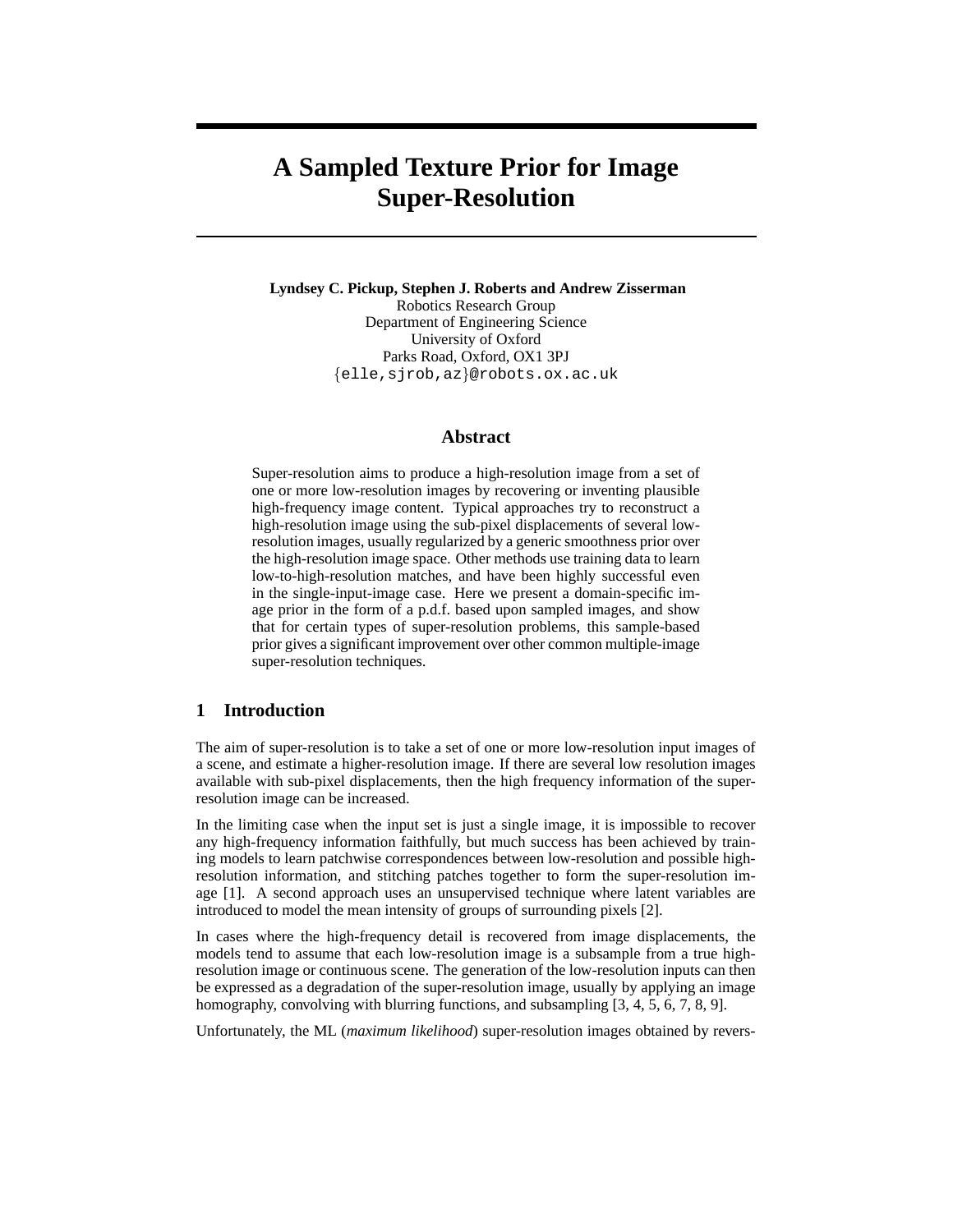# A Sampled Texture Prior for Image Super-Resolution

**Lyndsey C. Pickup, Stephen J. Roberts and Andrew Zisserman**
Robotics Research Group
Department of Engineering Science
University of Oxford
Parks Road, Oxford, OX1 3PJ
{elle,sjrob,az}@robots.ox.ac.uk

## Abstract

Super-resolution aims to produce a high-resolution image from a set of one or more low-resolution images by recovering or inventing plausible high-frequency image content. Typical approaches try to reconstruct a high-resolution image using the sub-pixel displacements of several low-resolution images, usually regularized by a generic smoothness prior over the high-resolution image space. Other methods use training data to learn low-to-high-resolution matches, and have been highly successful even in the single-input-image case. Here we present a domain-specific image prior in the form of a p.d.f. based upon sampled images, and show that for certain types of super-resolution problems, this sample-based prior gives a significant improvement over other common multiple-image super-resolution techniques.

## 1 Introduction

The aim of super-resolution is to take a set of one or more low-resolution input images of a scene, and estimate a higher-resolution image. If there are several low resolution images available with sub-pixel displacements, then the high frequency information of the super-resolution image can be increased.

In the limiting case when the input set is just a single image, it is impossible to recover any high-frequency information faithfully, but much success has been achieved by training models to learn patchwise correspondences between low-resolution and possible high-resolution information, and stitching patches together to form the super-resolution image [1]. A second approach uses an unsupervised technique where latent variables are introduced to model the mean intensity of groups of surrounding pixels [2].

In cases where the high-frequency detail is recovered from image displacements, the models tend to assume that each low-resolution image is a subsample from a true high-resolution image or continuous scene. The generation of the low-resolution inputs can then be expressed as a degradation of the super-resolution image, usually by applying an image homography, convolving with blurring functions, and subsampling [3, 4, 5, 6, 7, 8, 9].

Unfortunately, the ML (*maximum likelihood*) super-resolution images obtained by revers-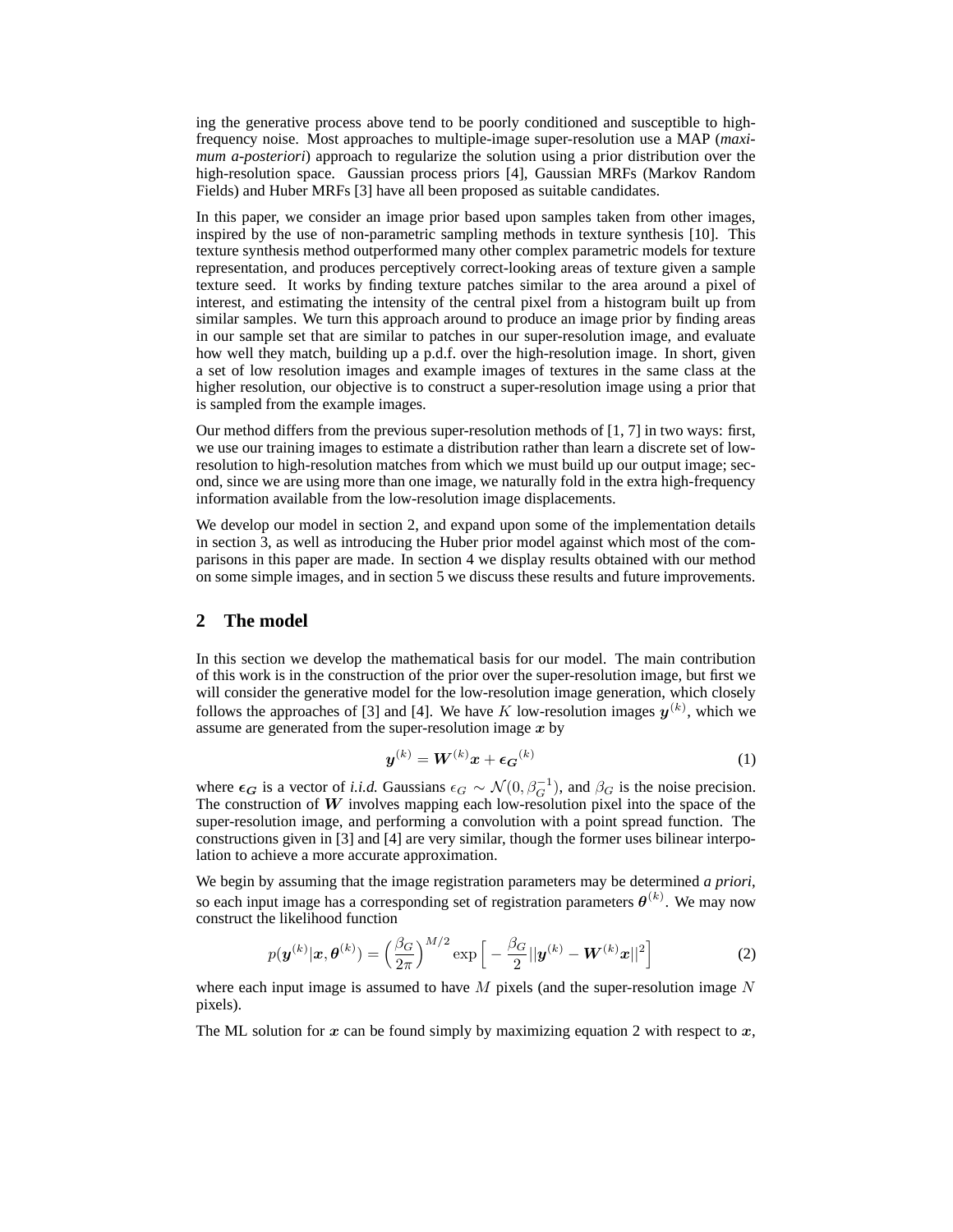ing the generative process above tend to be poorly conditioned and susceptible to high-frequency noise. Most approaches to multiple-image super-resolution use a MAP (*maximum a-posteriori*) approach to regularize the solution using a prior distribution over the high-resolution space. Gaussian process priors [4], Gaussian MRFs (Markov Random Fields) and Huber MRFs [3] have all been proposed as suitable candidates.

In this paper, we consider an image prior based upon samples taken from other images, inspired by the use of non-parametric sampling methods in texture synthesis [10]. This texture synthesis method outperformed many other complex parametric models for texture representation, and produces perceptively correct-looking areas of texture given a sample texture seed. It works by finding texture patches similar to the area around a pixel of interest, and estimating the intensity of the central pixel from a histogram built up from similar samples. We turn this approach around to produce an image prior by finding areas in our sample set that are similar to patches in our super-resolution image, and evaluate how well they match, building up a p.d.f. over the high-resolution image. In short, given a set of low resolution images and example images of textures in the same class at the higher resolution, our objective is to construct a super-resolution image using a prior that is sampled from the example images.

Our method differs from the previous super-resolution methods of [1, 7] in two ways: first, we use our training images to estimate a distribution rather than learn a discrete set of low-resolution to high-resolution matches from which we must build up our output image; second, since we are using more than one image, we naturally fold in the extra high-frequency information available from the low-resolution image displacements.

We develop our model in section 2, and expand upon some of the implementation details in section 3, as well as introducing the Huber prior model against which most of the comparisons in this paper are made. In section 4 we display results obtained with our method on some simple images, and in section 5 we discuss these results and future improvements.

## 2 The model

In this section we develop the mathematical basis for our model. The main contribution of this work is in the construction of the prior over the super-resolution image, but first we will consider the generative model for the low-resolution image generation, which closely follows the approaches of [3] and [4]. We have $K$ low-resolution images $\boldsymbol{y}^{(k)}$, which we assume are generated from the super-resolution image $\boldsymbol{x}$ by

$$\boldsymbol{y}^{(k)} = \boldsymbol{W}^{(k)}\boldsymbol{x} + \boldsymbol{\epsilon_G}^{(k)} \tag{1}$$

where $\boldsymbol{\epsilon_G}$ is a vector of *i.i.d.* Gaussians $\epsilon_G \sim \mathcal{N}(0, \beta_G^{-1})$, and $\beta_G$ is the noise precision. The construction of $\boldsymbol{W}$ involves mapping each low-resolution pixel into the space of the super-resolution image, and performing a convolution with a point spread function. The constructions given in [3] and [4] are very similar, though the former uses bilinear interpolation to achieve a more accurate approximation.

We begin by assuming that the image registration parameters may be determined *a priori*, so each input image has a corresponding set of registration parameters $\boldsymbol{\theta}^{(k)}$. We may now construct the likelihood function

$$p(\boldsymbol{y}^{(k)}|\boldsymbol{x}, \boldsymbol{\theta}^{(k)}) = \Big(\frac{\beta_G}{2\pi}\Big)^{M/2} \exp\Big[-\frac{\beta_G}{2}||\boldsymbol{y}^{(k)} - \boldsymbol{W}^{(k)}\boldsymbol{x}||^2\Big] \tag{2}$$

where each input image is assumed to have $M$ pixels (and the super-resolution image $N$ pixels).

The ML solution for $\boldsymbol{x}$ can be found simply by maximizing equation 2 with respect to $\boldsymbol{x}$,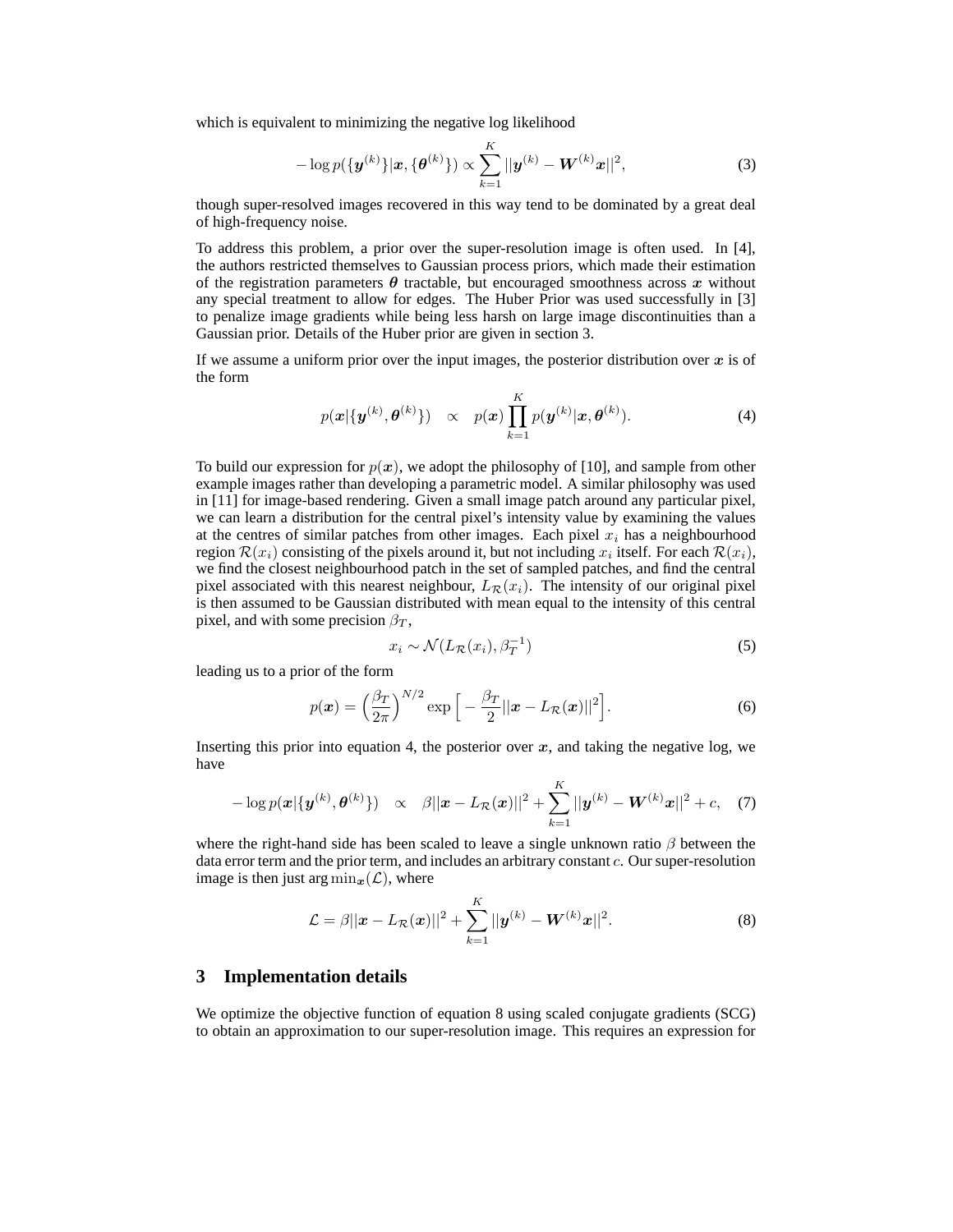which is equivalent to minimizing the negative log likelihood

$$-\log p(\{\boldsymbol{y}^{(k)}\}|\boldsymbol{x}, \{\boldsymbol{\theta}^{(k)}\}) \propto \sum_{k=1}^{K} ||\boldsymbol{y}^{(k)} - \boldsymbol{W}^{(k)}\boldsymbol{x}||^2, \tag{3}$$

though super-resolved images recovered in this way tend to be dominated by a great deal of high-frequency noise.

To address this problem, a prior over the super-resolution image is often used. In [4], the authors restricted themselves to Gaussian process priors, which made their estimation of the registration parameters $\boldsymbol{\theta}$ tractable, but encouraged smoothness across $\boldsymbol{x}$ without any special treatment to allow for edges. The Huber Prior was used successfully in [3] to penalize image gradients while being less harsh on large image discontinuities than a Gaussian prior. Details of the Huber prior are given in section 3.

If we assume a uniform prior over the input images, the posterior distribution over $\boldsymbol{x}$ is of the form

$$p(\boldsymbol{x}|\{\boldsymbol{y}^{(k)}, \boldsymbol{\theta}^{(k)}\}) \quad \propto \quad p(\boldsymbol{x}) \prod_{k=1}^{K} p(\boldsymbol{y}^{(k)}|\boldsymbol{x}, \boldsymbol{\theta}^{(k)}). \tag{4}$$

To build our expression for $p(\boldsymbol{x})$, we adopt the philosophy of [10], and sample from other example images rather than developing a parametric model. A similar philosophy was used in [11] for image-based rendering. Given a small image patch around any particular pixel, we can learn a distribution for the central pixel's intensity value by examining the values at the centres of similar patches from other images. Each pixel $x_i$ has a neighbourhood region $\mathcal{R}(x_i)$ consisting of the pixels around it, but not including $x_i$ itself. For each $\mathcal{R}(x_i)$, we find the closest neighbourhood patch in the set of sampled patches, and find the central pixel associated with this nearest neighbour, $L_{\mathcal{R}}(x_i)$. The intensity of our original pixel is then assumed to be Gaussian distributed with mean equal to the intensity of this central pixel, and with some precision $\beta_T$,

$$x_i \sim \mathcal{N}(L_{\mathcal{R}}(x_i), \beta_T^{-1}) \tag{5}$$

leading us to a prior of the form

$$p(\boldsymbol{x}) = \left(\frac{\beta_T}{2\pi}\right)^{N/2} \exp\left[-\frac{\beta_T}{2}||\boldsymbol{x} - L_{\mathcal{R}}(\boldsymbol{x})||^2\right]. \tag{6}$$

Inserting this prior into equation 4, the posterior over $\boldsymbol{x}$, and taking the negative log, we have

$$-\log p(\boldsymbol{x}|\{\boldsymbol{y}^{(k)}, \boldsymbol{\theta}^{(k)}\}) \quad \propto \quad \beta||\boldsymbol{x} - L_{\mathcal{R}}(\boldsymbol{x})||^2 + \sum_{k=1}^{K} ||\boldsymbol{y}^{(k)} - \boldsymbol{W}^{(k)}\boldsymbol{x}||^2 + c, \tag{7}$$

where the right-hand side has been scaled to leave a single unknown ratio $\beta$ between the data error term and the prior term, and includes an arbitrary constant $c$. Our super-resolution image is then just $\arg\min_{\boldsymbol{x}}(\mathcal{L})$, where

$$\mathcal{L} = \beta||\boldsymbol{x} - L_{\mathcal{R}}(\boldsymbol{x})||^2 + \sum_{k=1}^{K} ||\boldsymbol{y}^{(k)} - \boldsymbol{W}^{(k)}\boldsymbol{x}||^2. \tag{8}$$

## 3 Implementation details

We optimize the objective function of equation 8 using scaled conjugate gradients (SCG) to obtain an approximation to our super-resolution image. This requires an expression for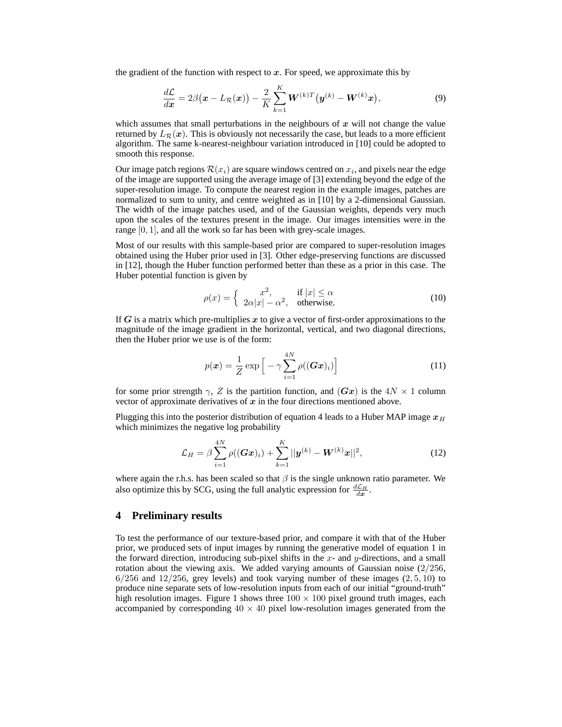the gradient of the function with respect to $\boldsymbol{x}$. For speed, we approximate this by

$$\frac{d\mathcal{L}}{d\boldsymbol{x}} = 2\beta\big(\boldsymbol{x} - L_{\mathcal{R}}(\boldsymbol{x})\big) - \frac{2}{K}\sum_{k=1}^{K} \boldsymbol{W}^{(k)T}\big(\boldsymbol{y}^{(k)} - \boldsymbol{W}^{(k)}\boldsymbol{x}\big), \tag{9}$$

which assumes that small perturbations in the neighbours of $\boldsymbol{x}$ will not change the value returned by $L_{\mathcal{R}}(\boldsymbol{x})$. This is obviously not necessarily the case, but leads to a more efficient algorithm. The same k-nearest-neighbour variation introduced in [10] could be adopted to smooth this response.

Our image patch regions $\mathcal{R}(x_i)$ are square windows centred on $x_i$, and pixels near the edge of the image are supported using the average image of [3] extending beyond the edge of the super-resolution image. To compute the nearest region in the example images, patches are normalized to sum to unity, and centre weighted as in [10] by a 2-dimensional Gaussian. The width of the image patches used, and of the Gaussian weights, depends very much upon the scales of the textures present in the image. Our images intensities were in the range $[0, 1]$, and all the work so far has been with grey-scale images.

Most of our results with this sample-based prior are compared to super-resolution images obtained using the Huber prior used in [3]. Other edge-preserving functions are discussed in [12], though the Huber function performed better than these as a prior in this case. The Huber potential function is given by

$$\rho(x) = \begin{cases} x^2, & \text{if } |x| \leq \alpha \\ 2\alpha|x| - \alpha^2, & \text{otherwise.} \end{cases} \tag{10}$$

If $\boldsymbol{G}$ is a matrix which pre-multiplies $\boldsymbol{x}$ to give a vector of first-order approximations to the magnitude of the image gradient in the horizontal, vertical, and two diagonal directions, then the Huber prior we use is of the form:

$$p(\boldsymbol{x}) = \frac{1}{Z}\exp\Big[-\gamma\sum_{i=1}^{4N}\rho((\boldsymbol{G}\boldsymbol{x})_i)\Big] \tag{11}$$

for some prior strength $\gamma$, $Z$ is the partition function, and $(\boldsymbol{G}\boldsymbol{x})$ is the $4N \times 1$ column vector of approximate derivatives of $\boldsymbol{x}$ in the four directions mentioned above.

Plugging this into the posterior distribution of equation 4 leads to a Huber MAP image $\boldsymbol{x}_H$ which minimizes the negative log probability

$$\mathcal{L}_H = \beta\sum_{i=1}^{4N}\rho((\boldsymbol{G}\boldsymbol{x})_i) + \sum_{k=1}^{K}||\boldsymbol{y}^{(k)} - \boldsymbol{W}^{(k)}\boldsymbol{x}||^2, \tag{12}$$

where again the r.h.s. has been scaled so that $\beta$ is the single unknown ratio parameter. We also optimize this by SCG, using the full analytic expression for $\frac{d\mathcal{L}_H}{d\boldsymbol{x}}$.

## 4 Preliminary results

To test the performance of our texture-based prior, and compare it with that of the Huber prior, we produced sets of input images by running the generative model of equation 1 in the forward direction, introducing sub-pixel shifts in the $x$- and $y$-directions, and a small rotation about the viewing axis. We added varying amounts of Gaussian noise ($2/256$, $6/256$ and $12/256$, grey levels) and took varying number of these images ($2, 5, 10$) to produce nine separate sets of low-resolution inputs from each of our initial "ground-truth" high resolution images. Figure 1 shows three $100 \times 100$ pixel ground truth images, each accompanied by corresponding $40 \times 40$ pixel low-resolution images generated from the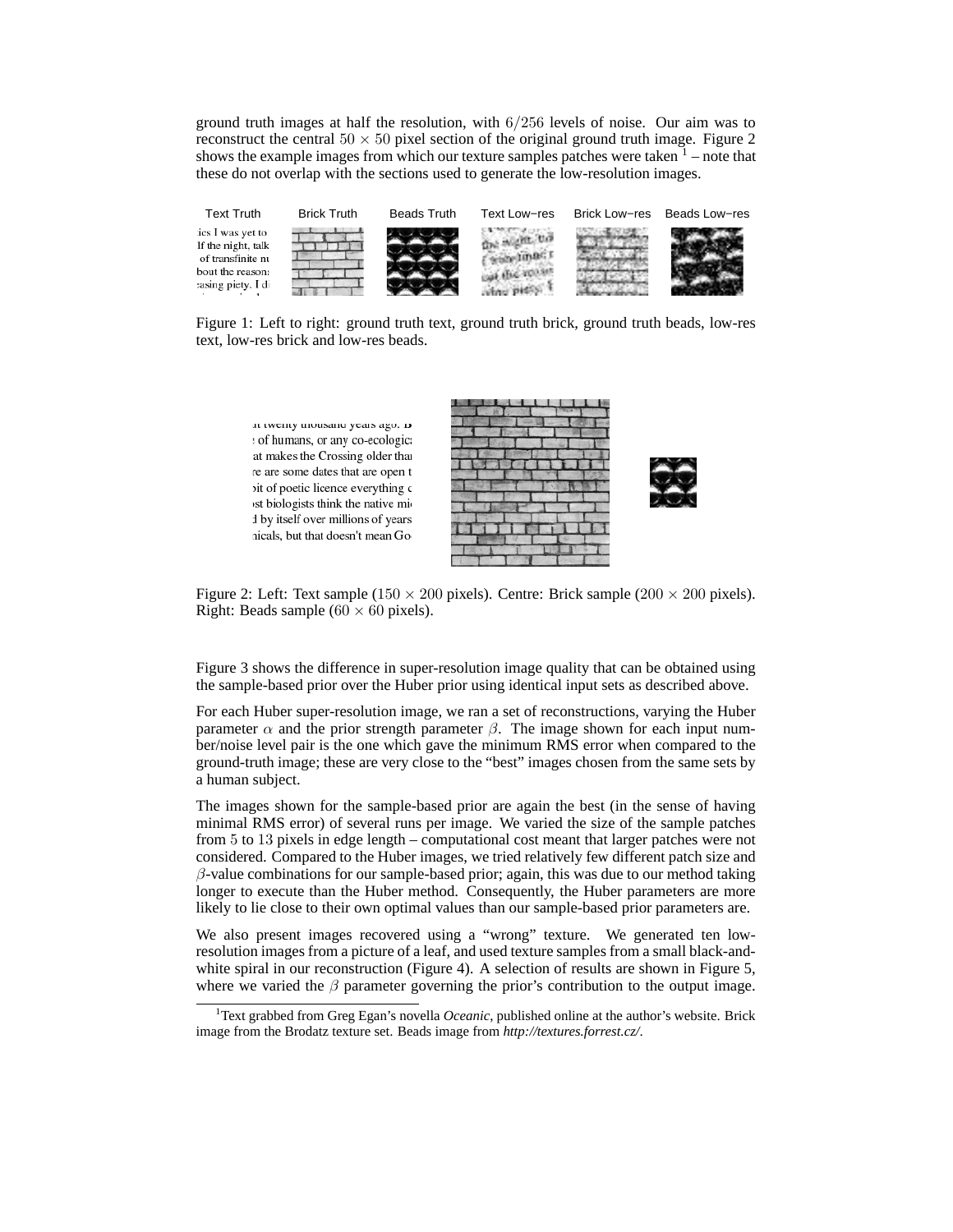ground truth images at half the resolution, with $6/256$ levels of noise. Our aim was to reconstruct the central $50 \times 50$ pixel section of the original ground truth image. Figure 2 shows the example images from which our texture samples patches were taken [1] – note that these do not overlap with the sections used to generate the low-resolution images.

Figure 1: Left to right: ground truth text, ground truth brick, ground truth beads, low-res text, low-res brick and low-res beads.

Figure 2: Left: Text sample ($150 \times 200$ pixels). Centre: Brick sample ($200 \times 200$ pixels). Right: Beads sample ($60 \times 60$ pixels).

Figure 3 shows the difference in super-resolution image quality that can be obtained using the sample-based prior over the Huber prior using identical input sets as described above.

For each Huber super-resolution image, we ran a set of reconstructions, varying the Huber parameter $\alpha$ and the prior strength parameter $\beta$. The image shown for each input number/noise level pair is the one which gave the minimum RMS error when compared to the ground-truth image; these are very close to the "best" images chosen from the same sets by a human subject.

The images shown for the sample-based prior are again the best (in the sense of having minimal RMS error) of several runs per image. We varied the size of the sample patches from 5 to 13 pixels in edge length – computational cost meant that larger patches were not considered. Compared to the Huber images, we tried relatively few different patch size and $\beta$-value combinations for our sample-based prior; again, this was due to our method taking longer to execute than the Huber method. Consequently, the Huber parameters are more likely to lie close to their own optimal values than our sample-based prior parameters are.

We also present images recovered using a "wrong" texture. We generated ten low-resolution images from a picture of a leaf, and used texture samples from a small black-and-white spiral in our reconstruction (Figure 4). A selection of results are shown in Figure 5, where we varied the $\beta$ parameter governing the prior's contribution to the output image.

[1] Text grabbed from Greg Egan's novella *Oceanic*, published online at the author's website. Brick image from the Brodatz texture set. Beads image from *http://textures.forrest.cz/*.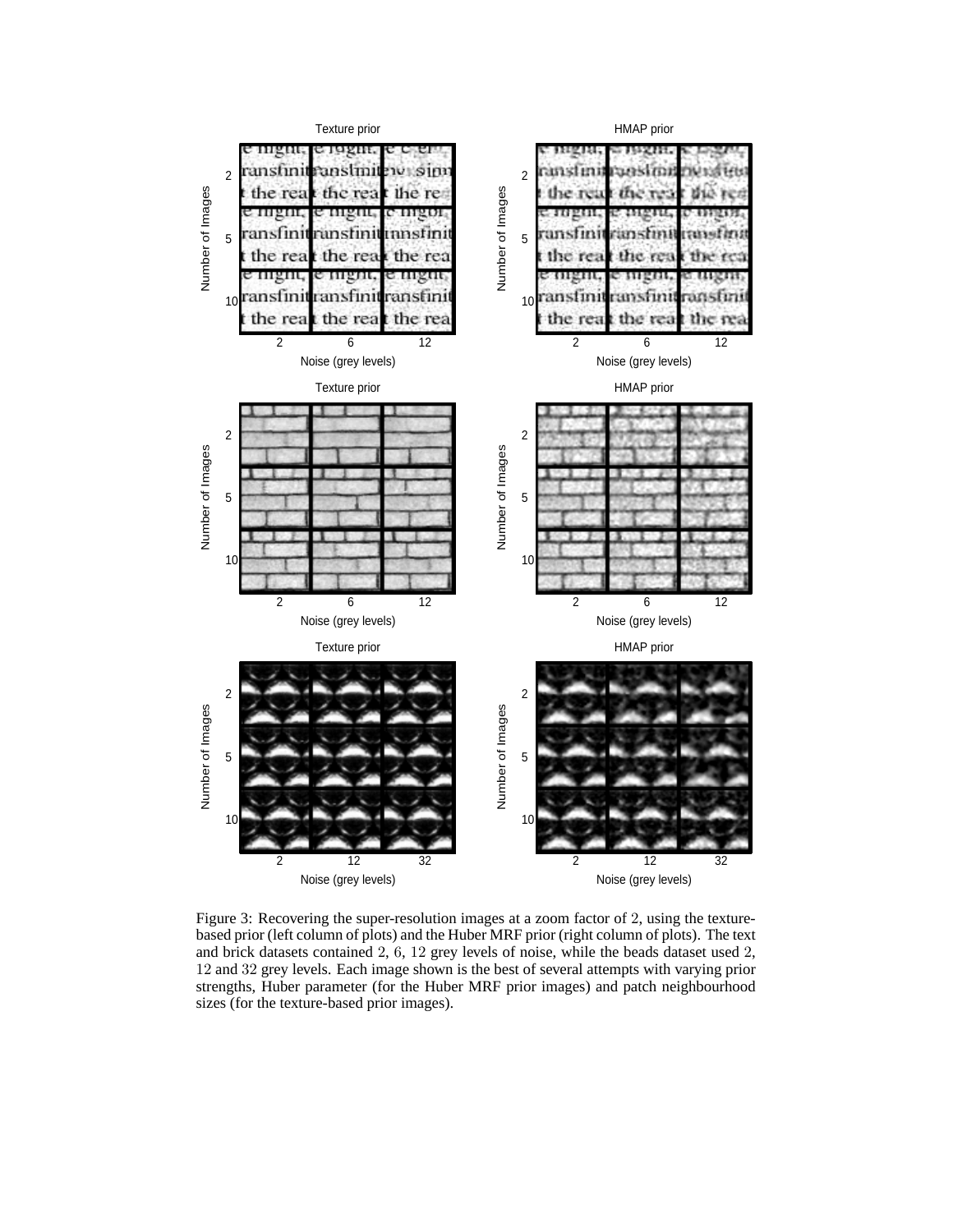Figure 3: Recovering the super-resolution images at a zoom factor of 2, using the texture-based prior (left column of plots) and the Huber MRF prior (right column of plots). The text and brick datasets contained 2, 6, 12 grey levels of noise, while the beads dataset used 2, 12 and 32 grey levels. Each image shown is the best of several attempts with varying prior strengths, Huber parameter (for the Huber MRF prior images) and patch neighbourhood sizes (for the texture-based prior images).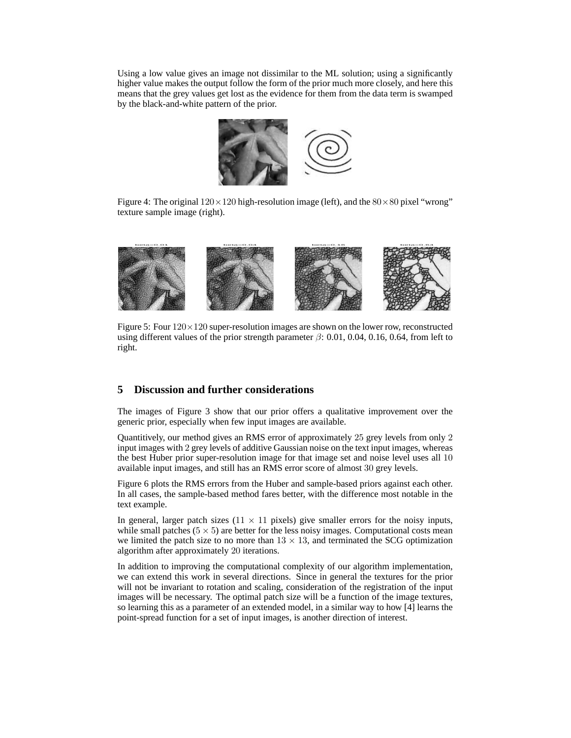Using a low value gives an image not dissimilar to the ML solution; using a significantly higher value makes the output follow the form of the prior much more closely, and here this means that the grey values get lost as the evidence for them from the data term is swamped by the black-and-white pattern of the prior.

Figure 4: The original $120 \times 120$ high-resolution image (left), and the $80 \times 80$ pixel "wrong" texture sample image (right).

Figure 5: Four $120 \times 120$ super-resolution images are shown on the lower row, reconstructed using different values of the prior strength parameter $\beta$: 0.01, 0.04, 0.16, 0.64, from left to right.

## 5 Discussion and further considerations

The images of Figure 3 show that our prior offers a qualitative improvement over the generic prior, especially when few input images are available.

Quantitively, our method gives an RMS error of approximately $25$ grey levels from only $2$ input images with $2$ grey levels of additive Gaussian noise on the text input images, whereas the best Huber prior super-resolution image for that image set and noise level uses all $10$ available input images, and still has an RMS error score of almost $30$ grey levels.

Figure 6 plots the RMS errors from the Huber and sample-based priors against each other. In all cases, the sample-based method fares better, with the difference most notable in the text example.

In general, larger patch sizes ($11 \times 11$ pixels) give smaller errors for the noisy inputs, while small patches ($5 \times 5$) are better for the less noisy images. Computational costs mean we limited the patch size to no more than $13 \times 13$, and terminated the SCG optimization algorithm after approximately $20$ iterations.

In addition to improving the computational complexity of our algorithm implementation, we can extend this work in several directions. Since in general the textures for the prior will not be invariant to rotation and scaling, consideration of the registration of the input images will be necessary. The optimal patch size will be a function of the image textures, so learning this as a parameter of an extended model, in a similar way to how [4] learns the point-spread function for a set of input images, is another direction of interest.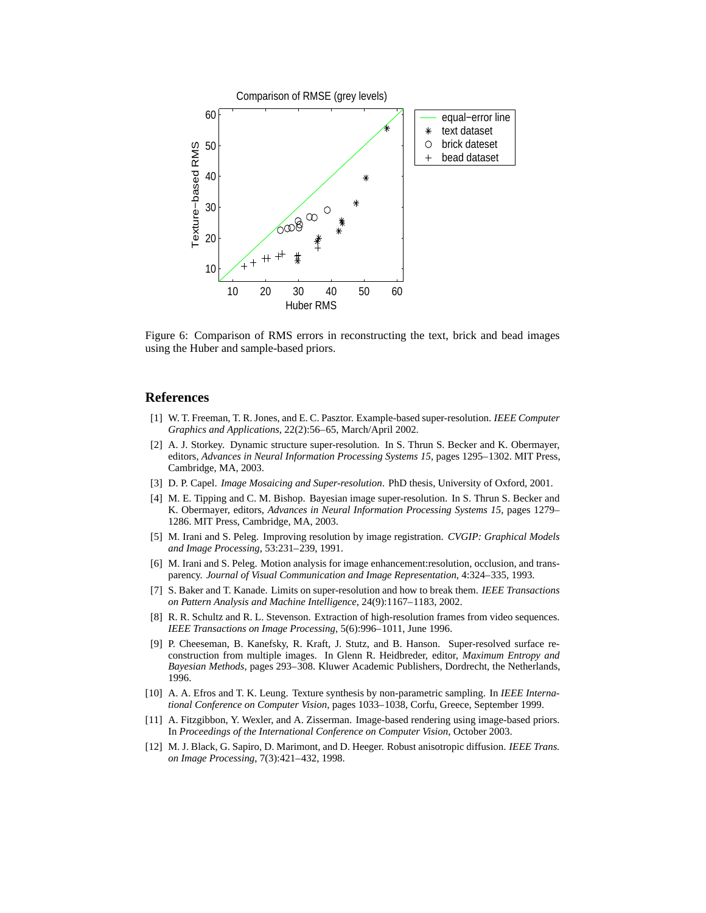Comparison of RMSE (grey levels)

Texture−based RMS

Huber RMS

10 20 30 40 50 60

10 20 30 40 50 60

equal−error line
text dataset
brick dateset
bead dataset

Figure 6: Comparison of RMS errors in reconstructing the text, brick and bead images using the Huber and sample-based priors.

## References

[1] W. T. Freeman, T. R. Jones, and E. C. Pasztor. Example-based super-resolution. *IEEE Computer Graphics and Applications*, 22(2):56–65, March/April 2002.

[2] A. J. Storkey. Dynamic structure super-resolution. In S. Thrun S. Becker and K. Obermayer, editors, *Advances in Neural Information Processing Systems 15*, pages 1295–1302. MIT Press, Cambridge, MA, 2003.

[3] D. P. Capel. *Image Mosaicing and Super-resolution*. PhD thesis, University of Oxford, 2001.

[4] M. E. Tipping and C. M. Bishop. Bayesian image super-resolution. In S. Thrun S. Becker and K. Obermayer, editors, *Advances in Neural Information Processing Systems 15*, pages 1279–1286. MIT Press, Cambridge, MA, 2003.

[5] M. Irani and S. Peleg. Improving resolution by image registration. *CVGIP: Graphical Models and Image Processing*, 53:231–239, 1991.

[6] M. Irani and S. Peleg. Motion analysis for image enhancement:resolution, occlusion, and transparency. *Journal of Visual Communication and Image Representation*, 4:324–335, 1993.

[7] S. Baker and T. Kanade. Limits on super-resolution and how to break them. *IEEE Transactions on Pattern Analysis and Machine Intelligence*, 24(9):1167–1183, 2002.

[8] R. R. Schultz and R. L. Stevenson. Extraction of high-resolution frames from video sequences. *IEEE Transactions on Image Processing*, 5(6):996–1011, June 1996.

[9] P. Cheeseman, B. Kanefsky, R. Kraft, J. Stutz, and B. Hanson. Super-resolved surface reconstruction from multiple images. In Glenn R. Heidbreder, editor, *Maximum Entropy and Bayesian Methods*, pages 293–308. Kluwer Academic Publishers, Dordrecht, the Netherlands, 1996.

[10] A. A. Efros and T. K. Leung. Texture synthesis by non-parametric sampling. In *IEEE International Conference on Computer Vision*, pages 1033–1038, Corfu, Greece, September 1999.

[11] A. Fitzgibbon, Y. Wexler, and A. Zisserman. Image-based rendering using image-based priors. In *Proceedings of the International Conference on Computer Vision*, October 2003.

[12] M. J. Black, G. Sapiro, D. Marimont, and D. Heeger. Robust anisotropic diffusion. *IEEE Trans. on Image Processing*, 7(3):421–432, 1998.